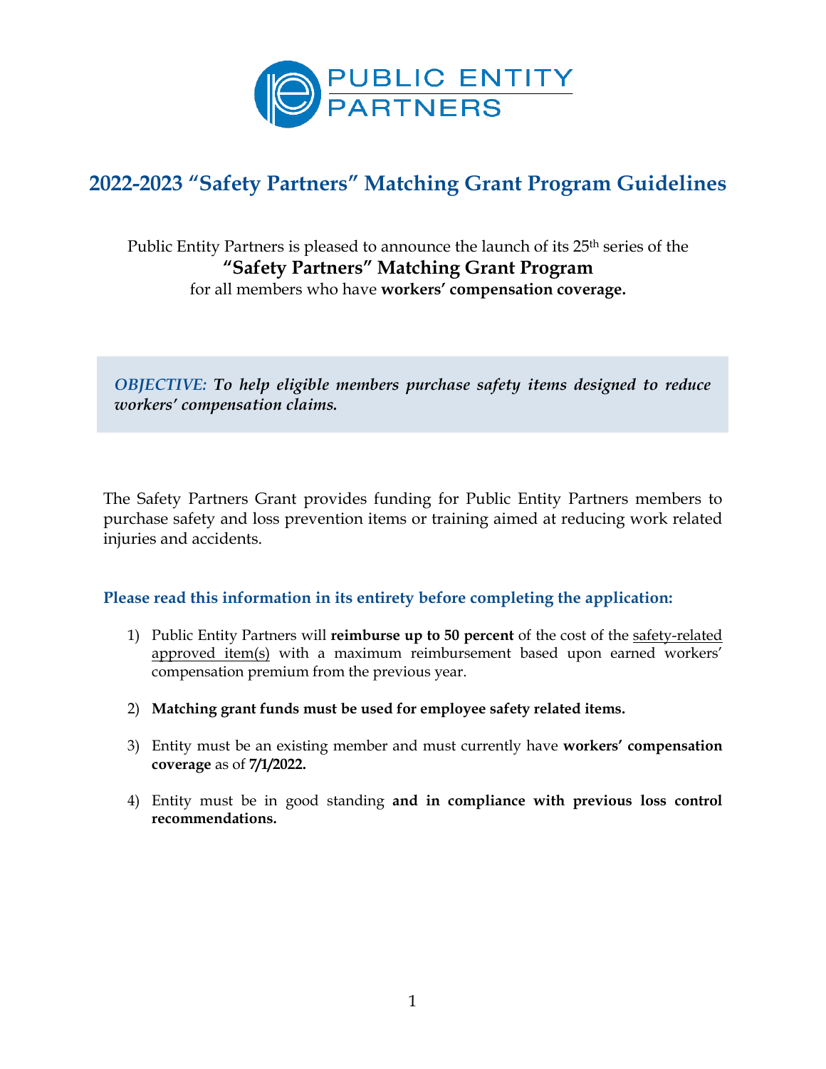PUBLIC ENTITY PARTNERS

# 2022-2023 "Safety Partners" Matching Grant Program Guidelines

Public Entity Partners is pleased to announce the launch of its 25th series of the

**"Safety Partners" Matching Grant Program**

for all members who have **workers' compensation coverage.**

> *OBJECTIVE:* ***To help eligible members purchase safety items designed to reduce workers' compensation claims.***

The Safety Partners Grant provides funding for Public Entity Partners members to purchase safety and loss prevention items or training aimed at reducing work related injuries and accidents.

### Please read this information in its entirety before completing the application:

1) Public Entity Partners will **reimburse up to 50 percent** of the cost of the safety-related approved item(s) with a maximum reimbursement based upon earned workers' compensation premium from the previous year.

2) **Matching grant funds must be used for employee safety related items.**

3) Entity must be an existing member and must currently have **workers' compensation coverage** as of **7/1/2022.**

4) Entity must be in good standing **and in compliance with previous loss control recommendations.**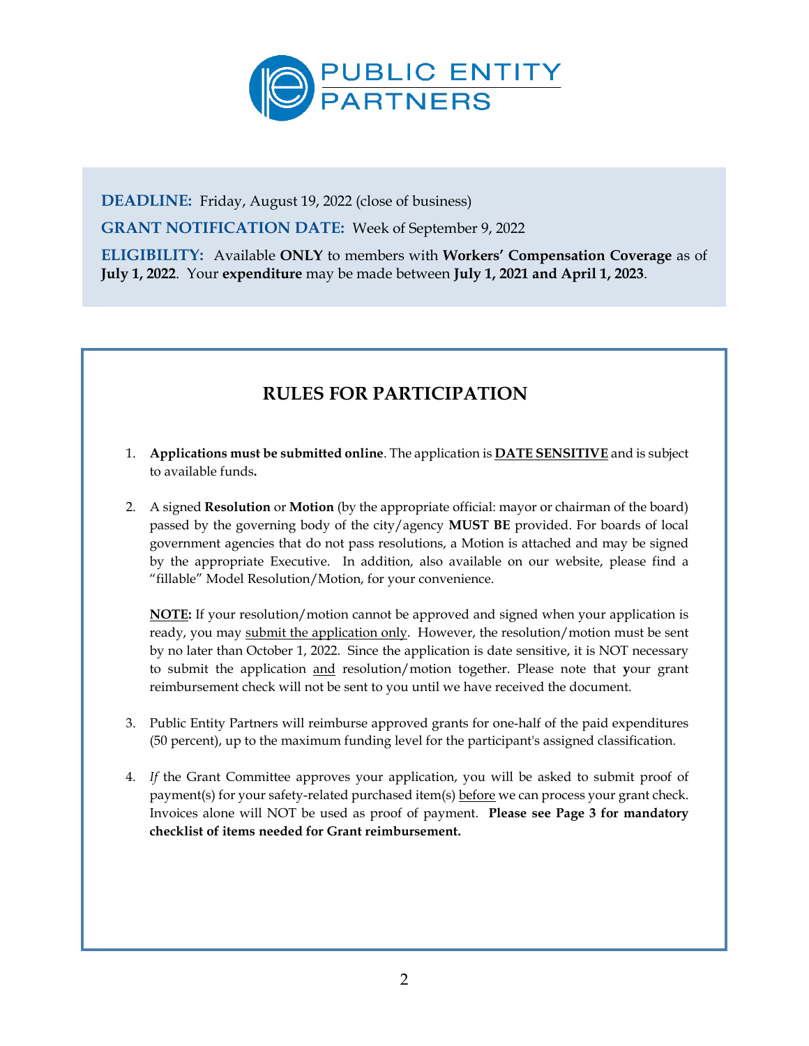**PUBLIC ENTITY PARTNERS**

**DEADLINE:** Friday, August 19, 2022 (close of business)

**GRANT NOTIFICATION DATE:** Week of September 9, 2022

**ELIGIBILITY:** Available **ONLY** to members with **Workers' Compensation Coverage** as of **July 1, 2022**. Your **expenditure** may be made between **July 1, 2021 and April 1, 2023**.

## RULES FOR PARTICIPATION

1. **Applications must be submitted online**. The application is **DATE SENSITIVE** and is subject to available funds**.**

2. A signed **Resolution** or **Motion** (by the appropriate official: mayor or chairman of the board) passed by the governing body of the city/agency **MUST BE** provided. For boards of local government agencies that do not pass resolutions, a Motion is attached and may be signed by the appropriate Executive. In addition, also available on our website, please find a "fillable" Model Resolution/Motion, for your convenience.

   **NOTE:** If your resolution/motion cannot be approved and signed when your application is ready, you may submit the application only. However, the resolution/motion must be sent by no later than October 1, 2022. Since the application is date sensitive, it is NOT necessary to submit the application and resolution/motion together. Please note that **y**our grant reimbursement check will not be sent to you until we have received the document.

3. Public Entity Partners will reimburse approved grants for one-half of the paid expenditures (50 percent), up to the maximum funding level for the participant's assigned classification.

4. *If* the Grant Committee approves your application, you will be asked to submit proof of payment(s) for your safety-related purchased item(s) before we can process your grant check. Invoices alone will NOT be used as proof of payment. **Please see Page 3 for mandatory checklist of items needed for Grant reimbursement.**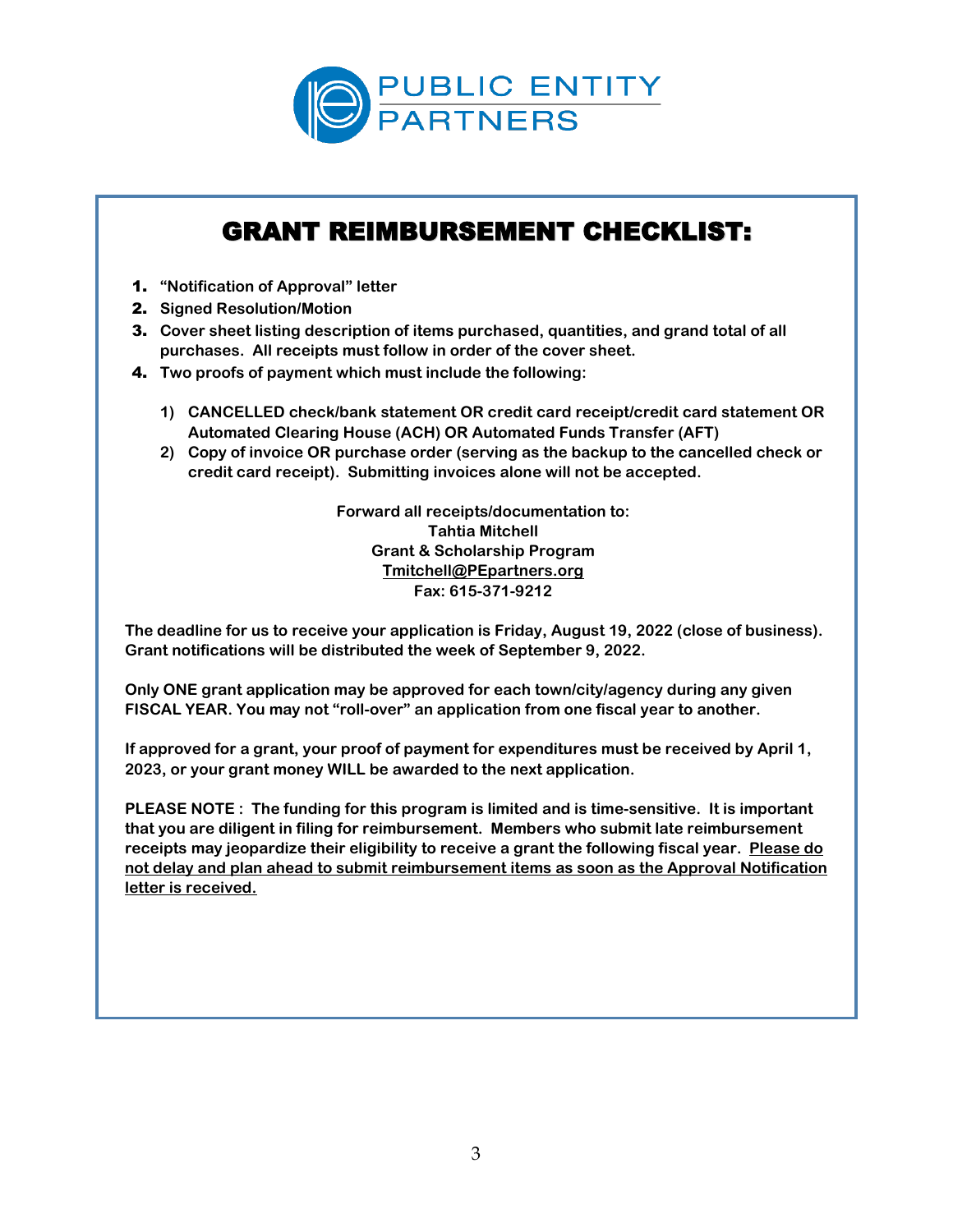PUBLIC ENTITY PARTNERS

# GRANT REIMBURSEMENT CHECKLIST:

1. **"Notification of Approval" letter**
2. **Signed Resolution/Motion**
3. **Cover sheet listing description of items purchased, quantities, and grand total of all purchases. All receipts must follow in order of the cover sheet.**
4. **Two proofs of payment which must include the following:**
   1) **CANCELLED check/bank statement OR credit card receipt/credit card statement OR Automated Clearing House (ACH) OR Automated Funds Transfer (AFT)**
   2) **Copy of invoice OR purchase order (serving as the backup to the cancelled check or credit card receipt). Submitting invoices alone will not be accepted.**

**Forward all receipts/documentation to:**
**Tahtia Mitchell**
**Grant & Scholarship Program**
**Tmitchell@PEpartners.org**
**Fax: 615-371-9212**

**The deadline for us to receive your application is Friday, August 19, 2022 (close of business). Grant notifications will be distributed the week of September 9, 2022.**

**Only ONE grant application may be approved for each town/city/agency during any given FISCAL YEAR. You may not "roll-over" an application from one fiscal year to another.**

**If approved for a grant, your proof of payment for expenditures must be received by April 1, 2023, or your grant money WILL be awarded to the next application.**

**PLEASE NOTE : The funding for this program is limited and is time-sensitive. It is important that you are diligent in filing for reimbursement. Members who submit late reimbursement receipts may jeopardize their eligibility to receive a grant the following fiscal year. Please do not delay and plan ahead to submit reimbursement items as soon as the Approval Notification letter is received.**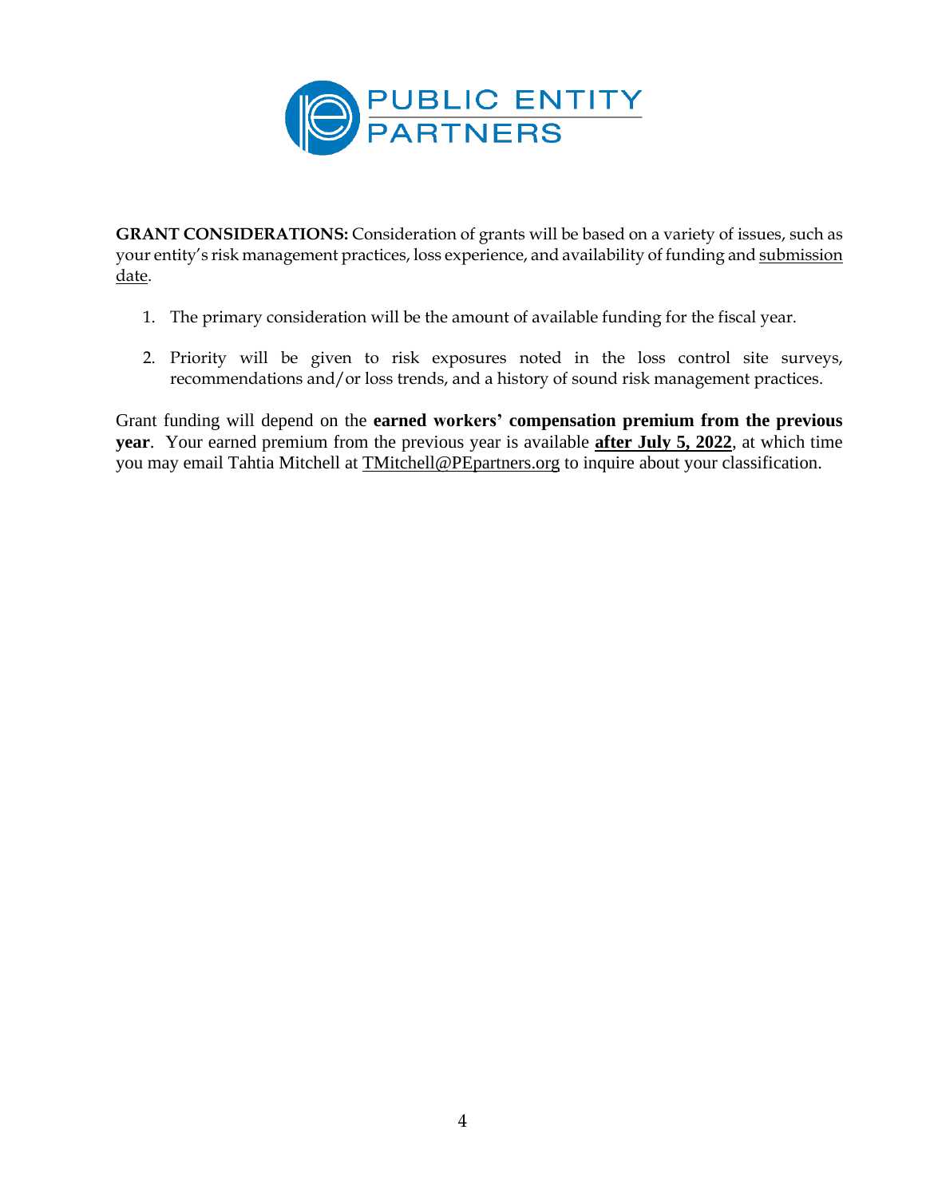**GRANT CONSIDERATIONS:** Consideration of grants will be based on a variety of issues, such as your entity's risk management practices, loss experience, and availability of funding and submission date.

1. The primary consideration will be the amount of available funding for the fiscal year.

2. Priority will be given to risk exposures noted in the loss control site surveys, recommendations and/or loss trends, and a history of sound risk management practices.

Grant funding will depend on the **earned workers' compensation premium from the previous year**. Your earned premium from the previous year is available **after July 5, 2022**, at which time you may email Tahtia Mitchell at TMitchell@PEpartners.org to inquire about your classification.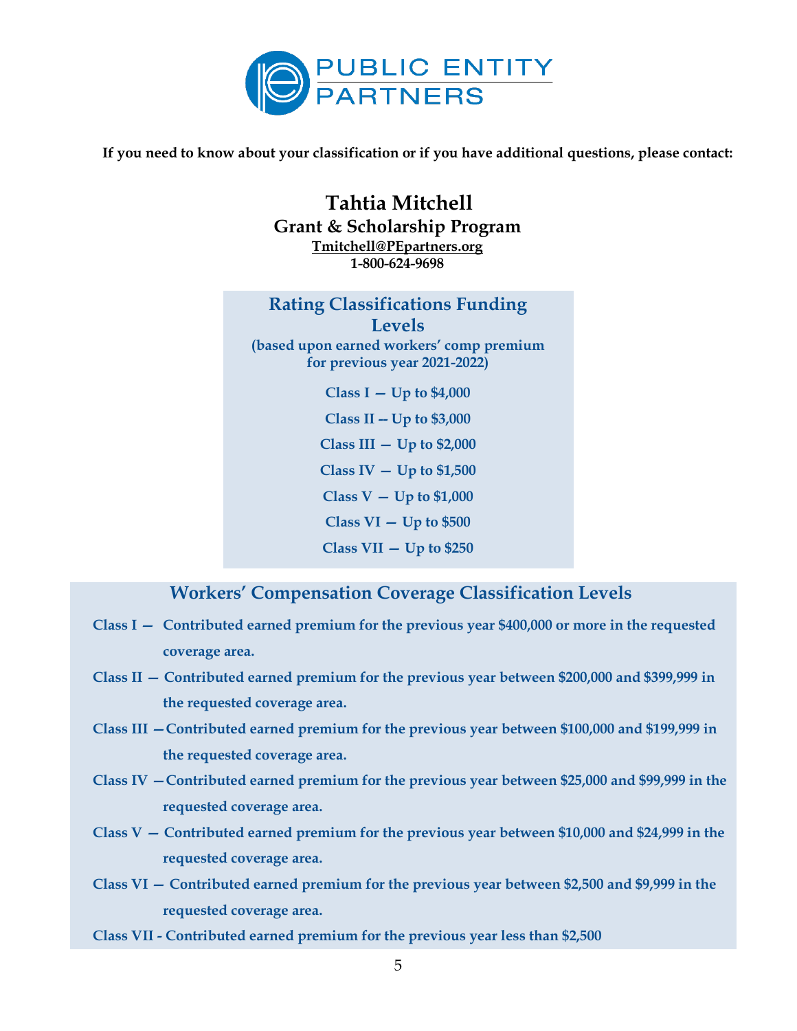PUBLIC ENTITY PARTNERS

**If you need to know about your classification or if you have additional questions, please contact:**

**Tahtia Mitchell**
**Grant & Scholarship Program**
**Tmitchell@PEpartners.org**
**1-800-624-9698**

## Rating Classifications Funding Levels

**(based upon earned workers' comp premium for previous year 2021-2022)**

**Class I — Up to $4,000**

**Class II -- Up to $3,000**

**Class III — Up to $2,000**

**Class IV — Up to $1,500**

**Class V — Up to $1,000**

**Class VI — Up to $500**

**Class VII — Up to $250**

## Workers' Compensation Coverage Classification Levels

**Class I — Contributed earned premium for the previous year $400,000 or more in the requested coverage area.**

**Class II — Contributed earned premium for the previous year between $200,000 and $399,999 in the requested coverage area.**

**Class III —Contributed earned premium for the previous year between $100,000 and $199,999 in the requested coverage area.**

**Class IV —Contributed earned premium for the previous year between $25,000 and $99,999 in the requested coverage area.**

**Class V — Contributed earned premium for the previous year between $10,000 and $24,999 in the requested coverage area.**

**Class VI — Contributed earned premium for the previous year between $2,500 and $9,999 in the requested coverage area.**

**Class VII - Contributed earned premium for the previous year less than $2,500**